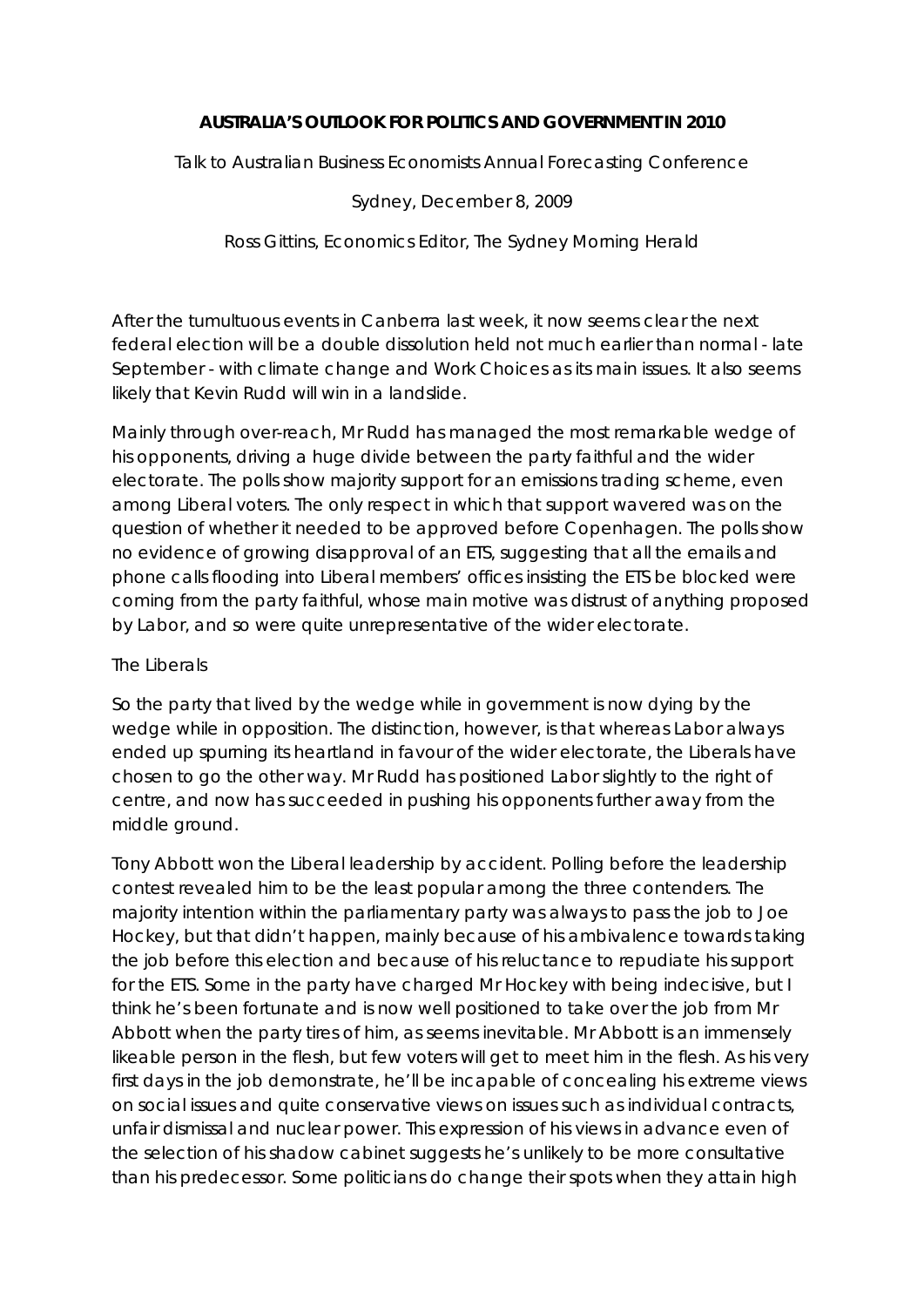**AUSTRALIA'S OUTLOOK FOR POLITICS AND GOVERNMENT IN 2010**

Talk to Australian Business Economists Annual Forecasting Conference

Sydney, December 8, 2009

Ross Gittins, Economics Editor, The Sydney Morning Herald

After the tumultuous events in Canberra last week, it now seems clear the next federal election will be a double dissolution held not much earlier than normal - late September - with climate change and Work Choices as its main issues. It also seems likely that Kevin Rudd will win in a landslide.

Mainly through over-reach, Mr Rudd has managed the most remarkable wedge of his opponents, driving a huge divide between the party faithful and the wider electorate. The polls show majority support for an emissions trading scheme, even among Liberal voters. The only respect in which that support wavered was on the question of whether it needed to be approved before Copenhagen. The polls show no evidence of growing disapproval of an ETS, suggesting that all the emails and phone calls flooding into Liberal members' offices insisting the ETS be blocked were coming from the party faithful, whose main motive was distrust of anything proposed by Labor, and so were quite unrepresentative of the wider electorate.

The Liberals

So the party that lived by the wedge while in government is now dying by the wedge while in opposition. The distinction, however, is that whereas Labor always ended up spurning its heartland in favour of the wider electorate, the Liberals have chosen to go the other way. Mr Rudd has positioned Labor slightly to the right of centre, and now has succeeded in pushing his opponents further away from the middle ground.

Tony Abbott won the Liberal leadership by accident. Polling before the leadership contest revealed him to be the least popular among the three contenders. The majority intention within the parliamentary party was always to pass the job to Joe Hockey, but that didn't happen, mainly because of his ambivalence towards taking the job before this election and because of his reluctance to repudiate his support for the ETS. Some in the party have charged Mr Hockey with being indecisive, but I think he's been fortunate and is now well positioned to take over the job from Mr Abbott when the party tires of him, as seems inevitable. Mr Abbott is an immensely likeable person in the flesh, but few voters will get to meet him in the flesh. As his very first days in the job demonstrate, he'll be incapable of concealing his extreme views on social issues and quite conservative views on issues such as individual contracts, unfair dismissal and nuclear power. This expression of his views in advance even of the selection of his shadow cabinet suggests he's unlikely to be more consultative than his predecessor. Some politicians do change their spots when they attain high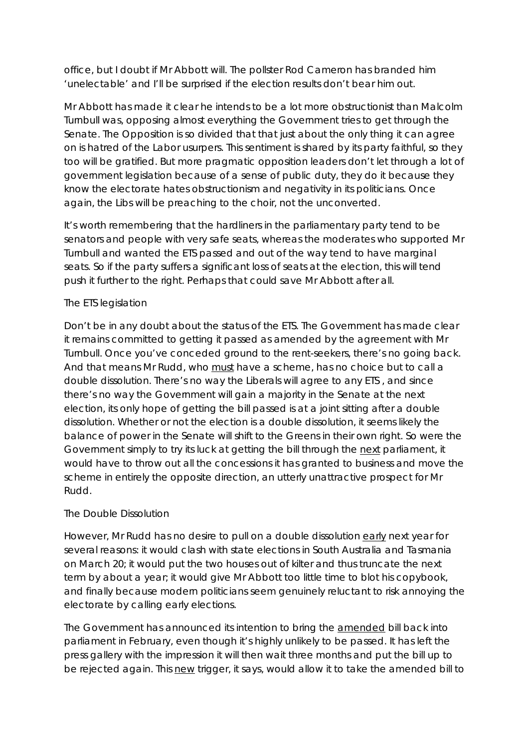office, but I doubt if Mr Abbott will. The pollster Rod Cameron has branded him 'unelectable' and I'll be surprised if the election results don't bear him out.

Mr Abbott has made it clear he intends to be a lot more obstructionist than Malcolm Turnbull was, opposing almost everything the Government tries to get through the Senate. The Opposition is so divided that that just about the only thing it can agree on is hatred of the Labor usurpers. This sentiment is shared by its party faithful, so they too will be gratified. But more pragmatic opposition leaders don't let through a lot of government legislation because of a sense of public duty, they do it because they know the electorate hates obstructionism and negativity in its politicians. Once again, the Libs will be preaching to the choir, not the unconverted.

It's worth remembering that the hardliners in the parliamentary party tend to be senators and people with very safe seats, whereas the moderates who supported Mr Turnbull and wanted the ETS passed and out of the way tend to have marginal seats. So if the party suffers a significant loss of seats at the election, this will tend push it further to the right. Perhaps that could save Mr Abbott after all.

## The ETS legislation

Don't be in any doubt about the status of the ETS. The Government has made clear it remains committed to getting it passed as amended by the agreement with Mr Turnbull. Once you've conceded ground to the rent-seekers, there's no going back. And that means Mr Rudd, who <u>must</u> have a scheme, has no choice but to call a double dissolution. There's no way the Liberals will agree to any ETS , and since there's no way the Government will gain a majority in the Senate at the next election, its only hope of getting the bill passed is at a joint sitting after a double dissolution. Whether or not the election is a double dissolution, it seems likely the balance of power in the Senate will shift to the Greens in their own right. So were the Government simply to try its luck at getting the bill through the <u>next</u> parliament, it would have to throw out all the concessions it has granted to business and move the scheme in entirely the opposite direction, an utterly unattractive prospect for Mr Rudd.

## The Double Dissolution

However, Mr Rudd has no desire to pull on a double dissolution <u>early</u> next year for several reasons: it would clash with state elections in South Australia and Tasmania on March 20; it would put the two houses out of kilter and thus truncate the next term by about a year; it would give Mr Abbott too little time to blot his copybook, and finally because modern politicians seem genuinely reluctant to risk annoying the electorate by calling early elections.

The Government has announced its intention to bring the <u>amended</u> bill back into parliament in February, even though it's highly unlikely to be passed. It has left the press gallery with the impression it will then wait three months and put the bill up to be rejected again. This <u>new</u> trigger, it says, would allow it to take the amended bill to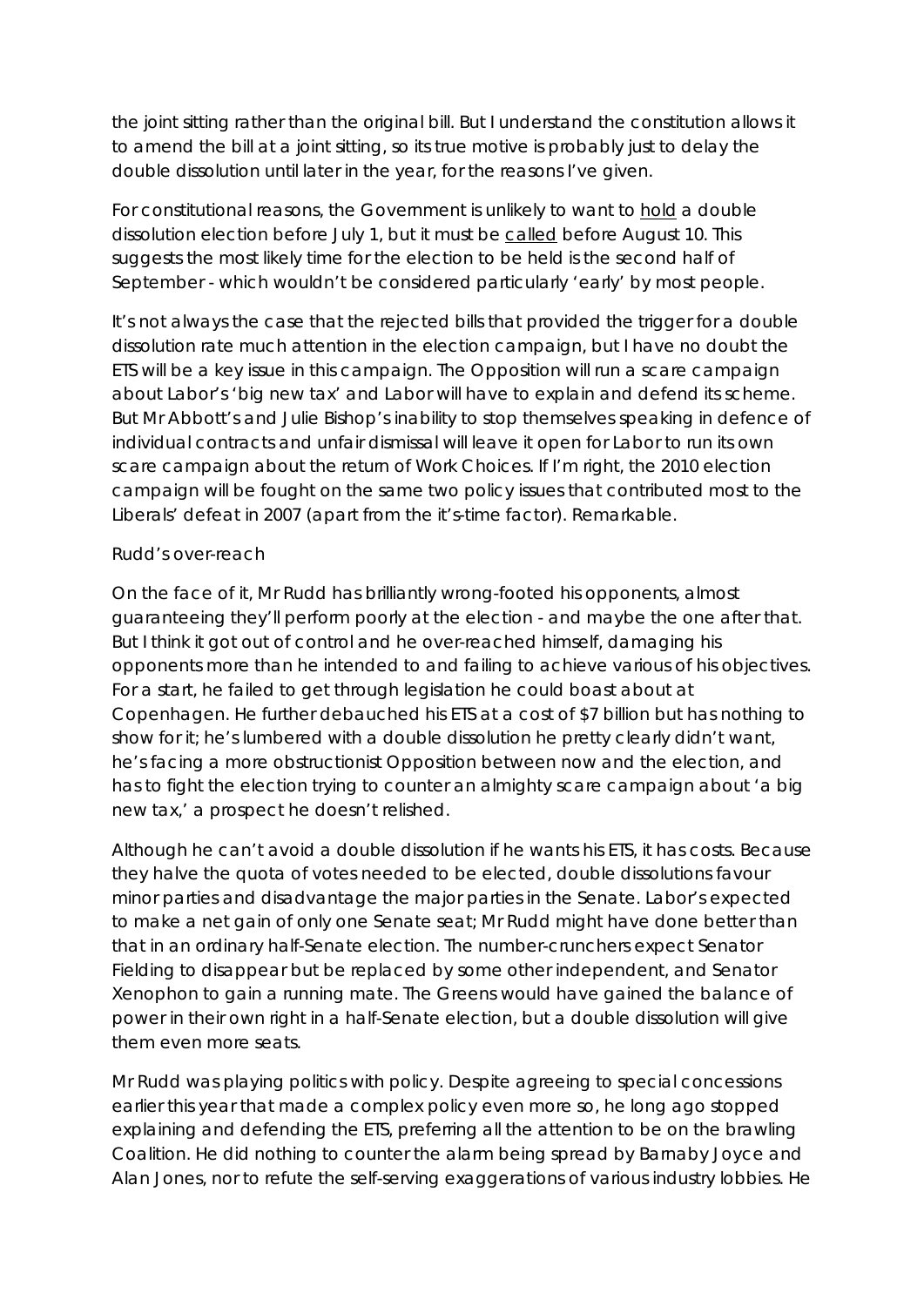the joint sitting rather than the original bill. But I understand the constitution allows it to amend the bill at a joint sitting, so its true motive is probably just to delay the double dissolution until later in the year, for the reasons I've given.

For constitutional reasons, the Government is unlikely to want to <u>hold</u> a double dissolution election before July 1, but it must be <u>called</u> before August 10. This suggests the most likely time for the election to be held is the second half of September - which wouldn't be considered particularly 'early' by most people.

It's not always the case that the rejected bills that provided the trigger for a double dissolution rate much attention in the election campaign, but I have no doubt the ETS will be a key issue in this campaign. The Opposition will run a scare campaign about Labor's 'big new tax' and Labor will have to explain and defend its scheme. But Mr Abbott's and Julie Bishop's inability to stop themselves speaking in defence of individual contracts and unfair dismissal will leave it open for Labor to run its own scare campaign about the return of Work Choices. If I'm right, the 2010 election campaign will be fought on the same two policy issues that contributed most to the Liberals' defeat in 2007 (apart from the it's-time factor). Remarkable.

Rudd's over-reach

On the face of it, Mr Rudd has brilliantly wrong-footed his opponents, almost guaranteeing they'll perform poorly at the election - and maybe the one after that. But I think it got out of control and he over-reached himself, damaging his opponents more than he intended to and failing to achieve various of his objectives. For a start, he failed to get through legislation he could boast about at Copenhagen. He further debauched his ETS at a cost of $7 billion but has nothing to show for it; he's lumbered with a double dissolution he pretty clearly didn't want, he's facing a more obstructionist Opposition between now and the election, and has to fight the election trying to counter an almighty scare campaign about 'a big new tax,' a prospect he doesn't relished.

Although he can't avoid a double dissolution if he wants his ETS, it has costs. Because they halve the quota of votes needed to be elected, double dissolutions favour minor parties and disadvantage the major parties in the Senate. Labor's expected to make a net gain of only one Senate seat; Mr Rudd might have done better than that in an ordinary half-Senate election. The number-crunchers expect Senator Fielding to disappear but be replaced by some other independent, and Senator Xenophon to gain a running mate. The Greens would have gained the balance of power in their own right in a half-Senate election, but a double dissolution will give them even more seats.

Mr Rudd was playing politics with policy. Despite agreeing to special concessions earlier this year that made a complex policy even more so, he long ago stopped explaining and defending the ETS, preferring all the attention to be on the brawling Coalition. He did nothing to counter the alarm being spread by Barnaby Joyce and Alan Jones, nor to refute the self-serving exaggerations of various industry lobbies. He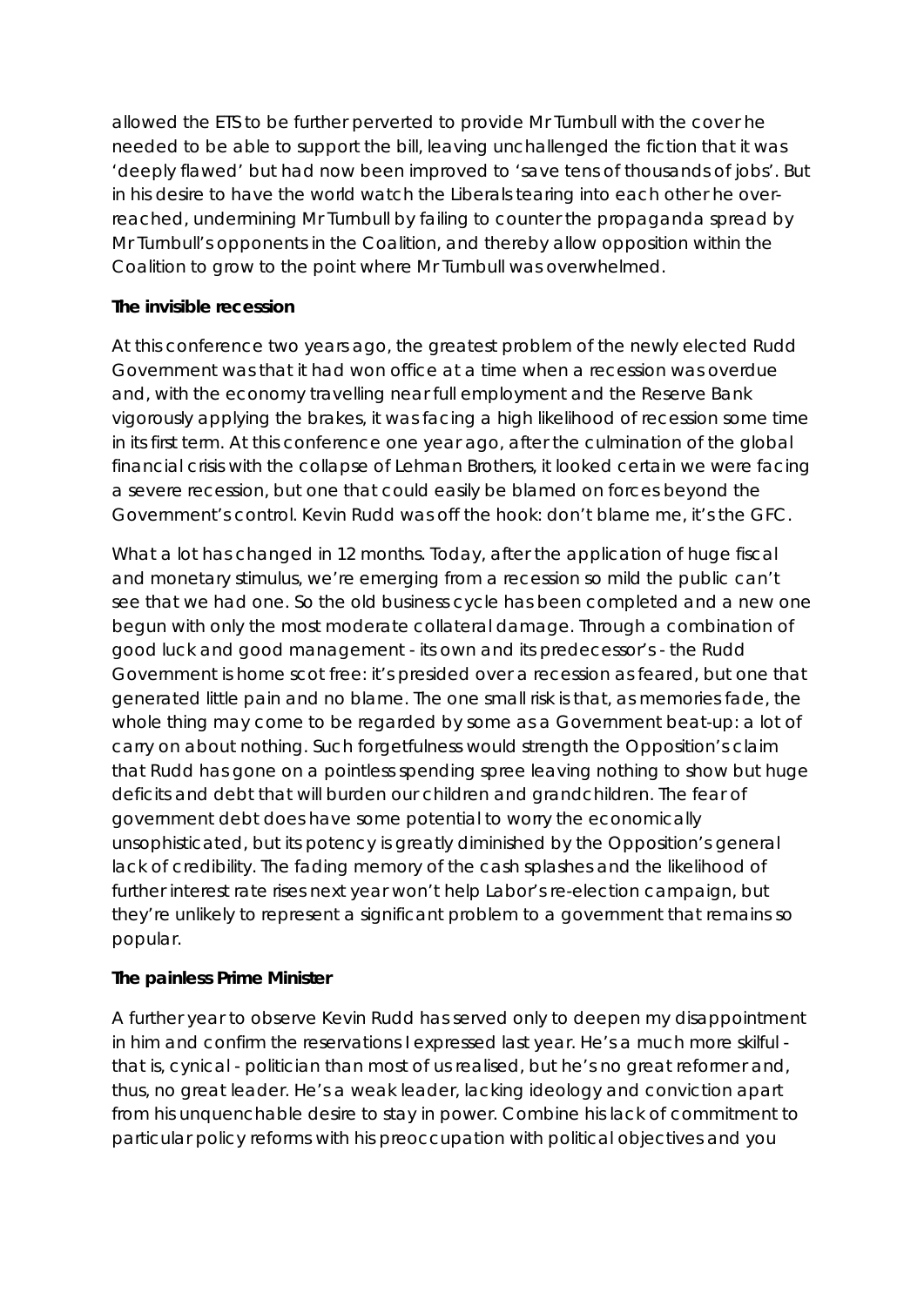allowed the ETS to be further perverted to provide Mr Turnbull with the cover he needed to be able to support the bill, leaving unchallenged the fiction that it was 'deeply flawed' but had now been improved to 'save tens of thousands of jobs'. But in his desire to have the world watch the Liberals tearing into each other he over-reached, undermining Mr Turnbull by failing to counter the propaganda spread by Mr Turnbull's opponents in the Coalition, and thereby allow opposition within the Coalition to grow to the point where Mr Turnbull was overwhelmed.

**The invisible recession**

At this conference two years ago, the greatest problem of the newly elected Rudd Government was that it had won office at a time when a recession was overdue and, with the economy travelling near full employment and the Reserve Bank vigorously applying the brakes, it was facing a high likelihood of recession some time in its first term. At this conference one year ago, after the culmination of the global financial crisis with the collapse of Lehman Brothers, it looked certain we were facing a severe recession, but one that could easily be blamed on forces beyond the Government's control. Kevin Rudd was off the hook: don't blame me, it's the GFC.

What a lot has changed in 12 months. Today, after the application of huge fiscal and monetary stimulus, we're emerging from a recession so mild the public can't see that we had one. So the old business cycle has been completed and a new one begun with only the most moderate collateral damage. Through a combination of good luck and good management - its own and its predecessor's - the Rudd Government is home scot free: it's presided over a recession as feared, but one that generated little pain and no blame. The one small risk is that, as memories fade, the whole thing may come to be regarded by some as a Government beat-up: a lot of carry on about nothing. Such forgetfulness would strength the Opposition's claim that Rudd has gone on a pointless spending spree leaving nothing to show but huge deficits and debt that will burden our children and grandchildren. The fear of government debt does have some potential to worry the economically unsophisticated, but its potency is greatly diminished by the Opposition's general lack of credibility. The fading memory of the cash splashes and the likelihood of further interest rate rises next year won't help Labor's re-election campaign, but they're unlikely to represent a significant problem to a government that remains so popular.

**The painless Prime Minister**

A further year to observe Kevin Rudd has served only to deepen my disappointment in him and confirm the reservations I expressed last year. He's a much more skilful - that is, cynical - politician than most of us realised, but he's no great reformer and, thus, no great leader. He's a weak leader, lacking ideology and conviction apart from his unquenchable desire to stay in power. Combine his lack of commitment to particular policy reforms with his preoccupation with political objectives and you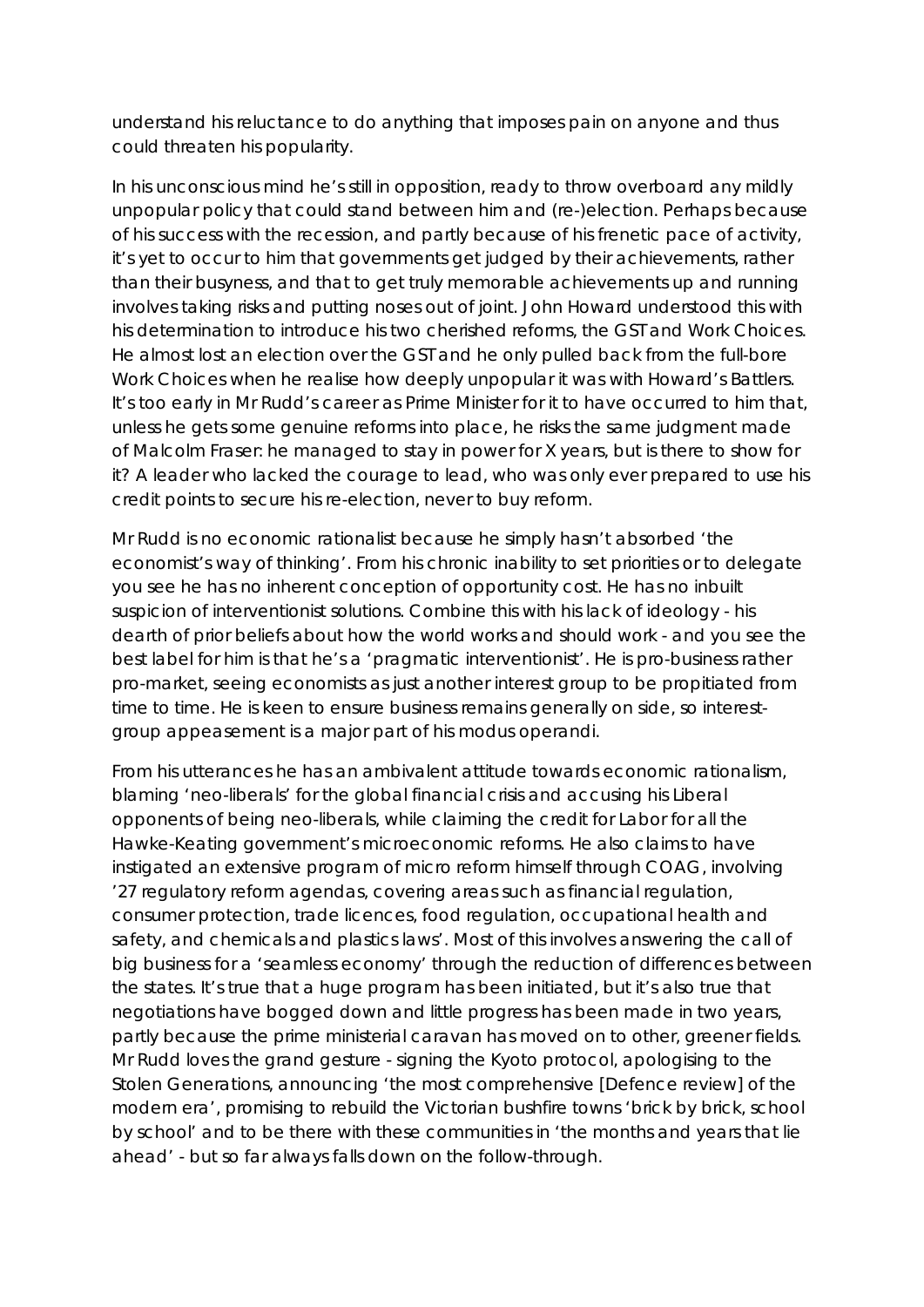understand his reluctance to do anything that imposes pain on anyone and thus could threaten his popularity.

In his unconscious mind he's still in opposition, ready to throw overboard any mildly unpopular policy that could stand between him and (re-)election. Perhaps because of his success with the recession, and partly because of his frenetic pace of activity, it's yet to occur to him that governments get judged by their achievements, rather than their busyness, and that to get truly memorable achievements up and running involves taking risks and putting noses out of joint. John Howard understood this with his determination to introduce his two cherished reforms, the GST and Work Choices. He almost lost an election over the GST and he only pulled back from the full-bore Work Choices when he realise how deeply unpopular it was with Howard's Battlers. It's too early in Mr Rudd's career as Prime Minister for it to have occurred to him that, unless he gets some genuine reforms into place, he risks the same judgment made of Malcolm Fraser: he managed to stay in power for X years, but is there to show for it? A leader who lacked the courage to lead, who was only ever prepared to use his credit points to secure his re-election, never to buy reform.

Mr Rudd is no economic rationalist because he simply hasn't absorbed 'the economist's way of thinking'. From his chronic inability to set priorities or to delegate you see he has no inherent conception of opportunity cost. He has no inbuilt suspicion of interventionist solutions. Combine this with his lack of ideology - his dearth of prior beliefs about how the world works and should work - and you see the best label for him is that he's a 'pragmatic interventionist'. He is pro-business rather pro-market, seeing economists as just another interest group to be propitiated from time to time. He is keen to ensure business remains generally on side, so interest-group appeasement is a major part of his modus operandi.

From his utterances he has an ambivalent attitude towards economic rationalism, blaming 'neo-liberals' for the global financial crisis and accusing his Liberal opponents of being neo-liberals, while claiming the credit for Labor for all the Hawke-Keating government's microeconomic reforms. He also claims to have instigated an extensive program of micro reform himself through COAG, involving '27 regulatory reform agendas, covering areas such as financial regulation, consumer protection, trade licences, food regulation, occupational health and safety, and chemicals and plastics laws'. Most of this involves answering the call of big business for a 'seamless economy' through the reduction of differences between the states. It's true that a huge program has been initiated, but it's also true that negotiations have bogged down and little progress has been made in two years, partly because the prime ministerial caravan has moved on to other, greener fields. Mr Rudd loves the grand gesture - signing the Kyoto protocol, apologising to the Stolen Generations, announcing 'the most comprehensive [Defence review] of the modern era', promising to rebuild the Victorian bushfire towns 'brick by brick, school by school' and to be there with these communities in 'the months and years that lie ahead' - but so far always falls down on the follow-through.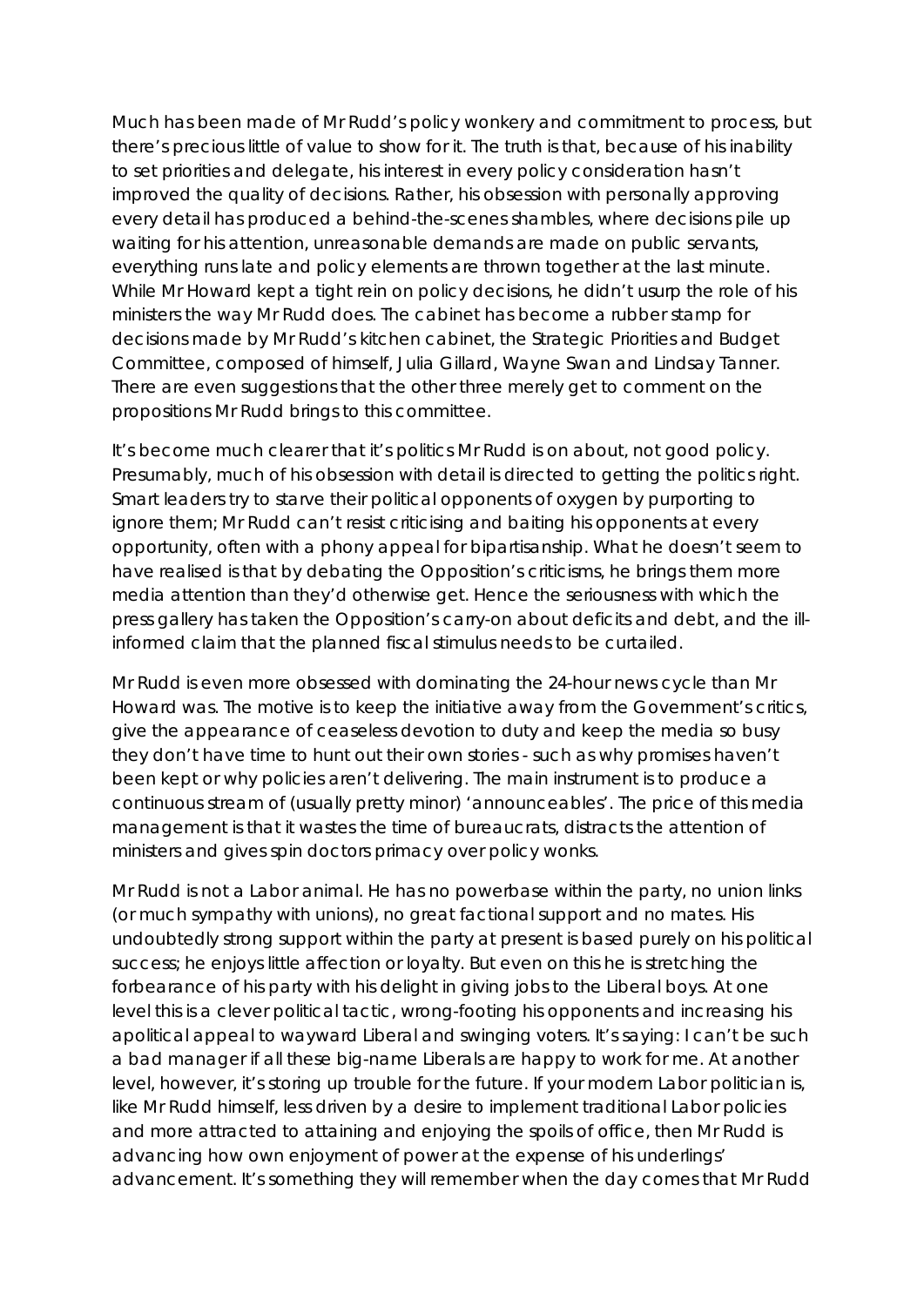Much has been made of Mr Rudd's policy wonkery and commitment to process, but there's precious little of value to show for it. The truth is that, because of his inability to set priorities and delegate, his interest in every policy consideration hasn't improved the quality of decisions. Rather, his obsession with personally approving every detail has produced a behind-the-scenes shambles, where decisions pile up waiting for his attention, unreasonable demands are made on public servants, everything runs late and policy elements are thrown together at the last minute. While Mr Howard kept a tight rein on policy decisions, he didn't usurp the role of his ministers the way Mr Rudd does. The cabinet has become a rubber stamp for decisions made by Mr Rudd's kitchen cabinet, the Strategic Priorities and Budget Committee, composed of himself, Julia Gillard, Wayne Swan and Lindsay Tanner. There are even suggestions that the other three merely get to comment on the propositions Mr Rudd brings to this committee.

It's become much clearer that it's politics Mr Rudd is on about, not good policy. Presumably, much of his obsession with detail is directed to getting the politics right. Smart leaders try to starve their political opponents of oxygen by purporting to ignore them; Mr Rudd can't resist criticising and baiting his opponents at every opportunity, often with a phony appeal for bipartisanship. What he doesn't seem to have realised is that by debating the Opposition's criticisms, he brings them more media attention than they'd otherwise get. Hence the seriousness with which the press gallery has taken the Opposition's carry-on about deficits and debt, and the ill-informed claim that the planned fiscal stimulus needs to be curtailed.

Mr Rudd is even more obsessed with dominating the 24-hour news cycle than Mr Howard was. The motive is to keep the initiative away from the Government's critics, give the appearance of ceaseless devotion to duty and keep the media so busy they don't have time to hunt out their own stories - such as why promises haven't been kept or why policies aren't delivering. The main instrument is to produce a continuous stream of (usually pretty minor) 'announceables'. The price of this media management is that it wastes the time of bureaucrats, distracts the attention of ministers and gives spin doctors primacy over policy wonks.

Mr Rudd is not a Labor animal. He has no powerbase within the party, no union links (or much sympathy with unions), no great factional support and no mates. His undoubtedly strong support within the party at present is based purely on his political success; he enjoys little affection or loyalty. But even on this he is stretching the forbearance of his party with his delight in giving jobs to the Liberal boys. At one level this is a clever political tactic, wrong-footing his opponents and increasing his apolitical appeal to wayward Liberal and swinging voters. It's saying: I can't be such a bad manager if all these big-name Liberals are happy to work for me. At another level, however, it's storing up trouble for the future. If your modern Labor politician is, like Mr Rudd himself, less driven by a desire to implement traditional Labor policies and more attracted to attaining and enjoying the spoils of office, then Mr Rudd is advancing how own enjoyment of power at the expense of his underlings' advancement. It's something they will remember when the day comes that Mr Rudd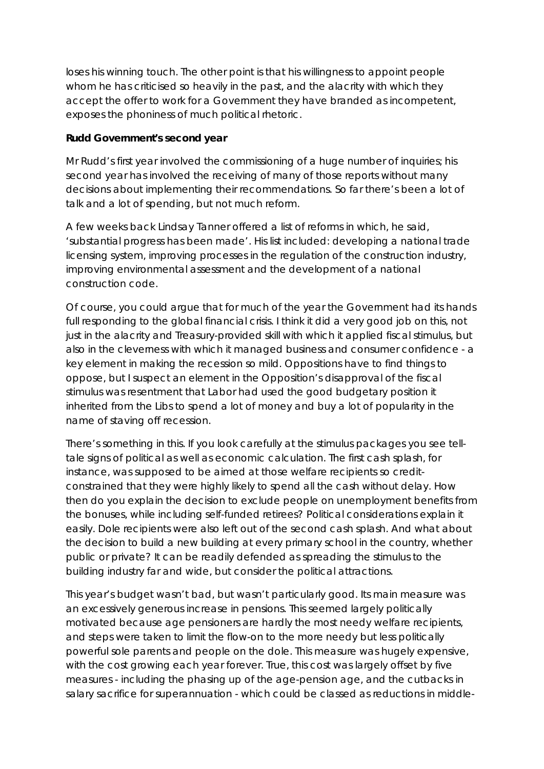loses his winning touch. The other point is that his willingness to appoint people whom he has criticised so heavily in the past, and the alacrity with which they accept the offer to work for a Government they have branded as incompetent, exposes the phoniness of much political rhetoric.

**Rudd Government's second year**

Mr Rudd's first year involved the commissioning of a huge number of inquiries; his second year has involved the receiving of many of those reports without many decisions about implementing their recommendations. So far there's been a lot of talk and a lot of spending, but not much reform.

A few weeks back Lindsay Tanner offered a list of reforms in which, he said, 'substantial progress has been made'. His list included: developing a national trade licensing system, improving processes in the regulation of the construction industry, improving environmental assessment and the development of a national construction code.

Of course, you could argue that for much of the year the Government had its hands full responding to the global financial crisis. I think it did a very good job on this, not just in the alacrity and Treasury-provided skill with which it applied fiscal stimulus, but also in the cleverness with which it managed business and consumer confidence - a key element in making the recession so mild. Oppositions have to find things to oppose, but I suspect an element in the Opposition's disapproval of the fiscal stimulus was resentment that Labor had used the good budgetary position it inherited from the Libs to spend a lot of money and buy a lot of popularity in the name of staving off recession.

There's something in this. If you look carefully at the stimulus packages you see tell-tale signs of political as well as economic calculation. The first cash splash, for instance, was supposed to be aimed at those welfare recipients so credit-constrained that they were highly likely to spend all the cash without delay. How then do you explain the decision to exclude people on unemployment benefits from the bonuses, while including self-funded retirees? Political considerations explain it easily. Dole recipients were also left out of the second cash splash. And what about the decision to build a new building at every primary school in the country, whether public or private? It can be readily defended as spreading the stimulus to the building industry far and wide, but consider the political attractions.

This year's budget wasn't bad, but wasn't particularly good. Its main measure was an excessively generous increase in pensions. This seemed largely politically motivated because age pensioners are hardly the most needy welfare recipients, and steps were taken to limit the flow-on to the more needy but less politically powerful sole parents and people on the dole. This measure was hugely expensive, with the cost growing each year forever. True, this cost was largely offset by five measures - including the phasing up of the age-pension age, and the cutbacks in salary sacrifice for superannuation - which could be classed as reductions in middle-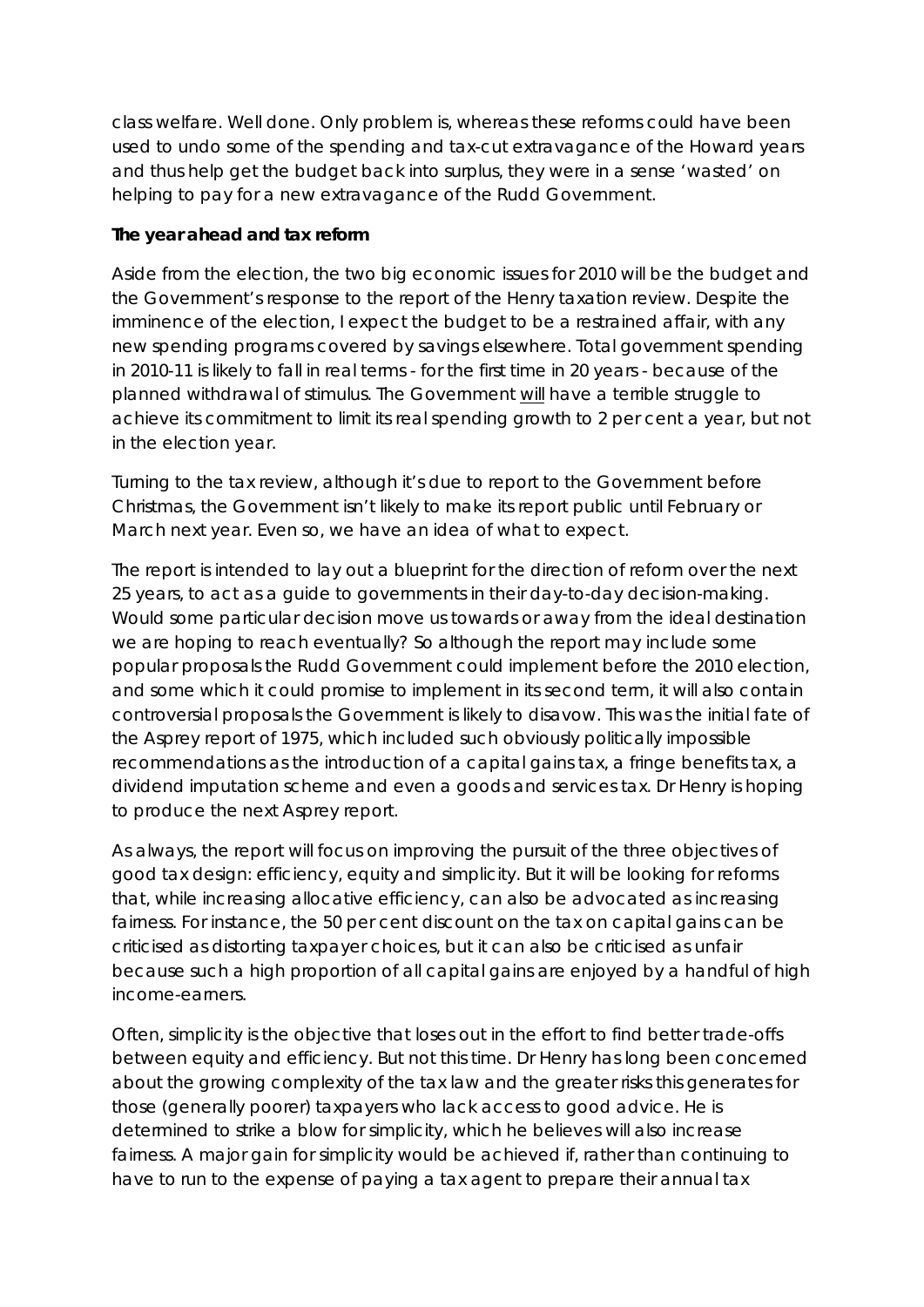class welfare. Well done. Only problem is, whereas these reforms could have been used to undo some of the spending and tax-cut extravagance of the Howard years and thus help get the budget back into surplus, they were in a sense 'wasted' on helping to pay for a new extravagance of the Rudd Government.

**The year ahead and tax reform**

Aside from the election, the two big economic issues for 2010 will be the budget and the Government's response to the report of the Henry taxation review. Despite the imminence of the election, I expect the budget to be a restrained affair, with any new spending programs covered by savings elsewhere. Total government spending in 2010-11 is likely to fall in real terms - for the first time in 20 years - because of the planned withdrawal of stimulus. The Government <u>will</u> have a terrible struggle to achieve its commitment to limit its real spending growth to 2 per cent a year, but not in the election year.

Turning to the tax review, although it's due to report to the Government before Christmas, the Government isn't likely to make its report public until February or March next year. Even so, we have an idea of what to expect.

The report is intended to lay out a blueprint for the direction of reform over the next 25 years, to act as a guide to governments in their day-to-day decision-making. Would some particular decision move us towards or away from the ideal destination we are hoping to reach eventually? So although the report may include some popular proposals the Rudd Government could implement before the 2010 election, and some which it could promise to implement in its second term, it will also contain controversial proposals the Government is likely to disavow. This was the initial fate of the Asprey report of 1975, which included such obviously politically impossible recommendations as the introduction of a capital gains tax, a fringe benefits tax, a dividend imputation scheme and even a goods and services tax. Dr Henry is hoping to produce the next Asprey report.

As always, the report will focus on improving the pursuit of the three objectives of good tax design: efficiency, equity and simplicity. But it will be looking for reforms that, while increasing allocative efficiency, can also be advocated as increasing fairness. For instance, the 50 per cent discount on the tax on capital gains can be criticised as distorting taxpayer choices, but it can also be criticised as unfair because such a high proportion of all capital gains are enjoyed by a handful of high income-earners.

Often, simplicity is the objective that loses out in the effort to find better trade-offs between equity and efficiency. But not this time. Dr Henry has long been concerned about the growing complexity of the tax law and the greater risks this generates for those (generally poorer) taxpayers who lack access to good advice. He is determined to strike a blow for simplicity, which he believes will also increase fairness. A major gain for simplicity would be achieved if, rather than continuing to have to run to the expense of paying a tax agent to prepare their annual tax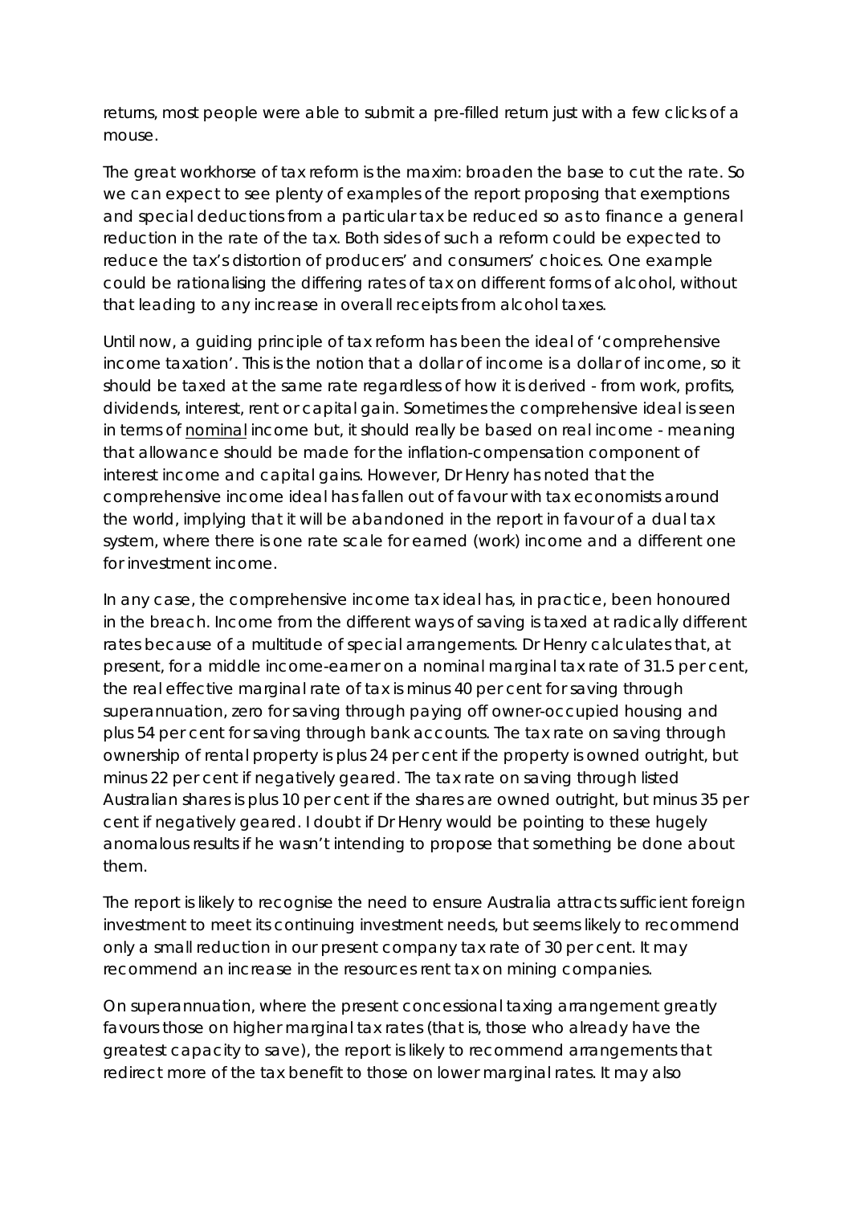returns, most people were able to submit a pre-filled return just with a few clicks of a mouse.

The great workhorse of tax reform is the maxim: broaden the base to cut the rate. So we can expect to see plenty of examples of the report proposing that exemptions and special deductions from a particular tax be reduced so as to finance a general reduction in the rate of the tax. Both sides of such a reform could be expected to reduce the tax's distortion of producers' and consumers' choices. One example could be rationalising the differing rates of tax on different forms of alcohol, without that leading to any increase in overall receipts from alcohol taxes.

Until now, a guiding principle of tax reform has been the ideal of 'comprehensive income taxation'. This is the notion that a dollar of income is a dollar of income, so it should be taxed at the same rate regardless of how it is derived - from work, profits, dividends, interest, rent or capital gain. Sometimes the comprehensive ideal is seen in terms of <u>nominal</u> income but, it should really be based on real income - meaning that allowance should be made for the inflation-compensation component of interest income and capital gains. However, Dr Henry has noted that the comprehensive income ideal has fallen out of favour with tax economists around the world, implying that it will be abandoned in the report in favour of a dual tax system, where there is one rate scale for earned (work) income and a different one for investment income.

In any case, the comprehensive income tax ideal has, in practice, been honoured in the breach. Income from the different ways of saving is taxed at radically different rates because of a multitude of special arrangements. Dr Henry calculates that, at present, for a middle income-earner on a nominal marginal tax rate of 31.5 per cent, the real effective marginal rate of tax is minus 40 per cent for saving through superannuation, zero for saving through paying off owner-occupied housing and plus 54 per cent for saving through bank accounts. The tax rate on saving through ownership of rental property is plus 24 per cent if the property is owned outright, but minus 22 per cent if negatively geared. The tax rate on saving through listed Australian shares is plus 10 per cent if the shares are owned outright, but minus 35 per cent if negatively geared. I doubt if Dr Henry would be pointing to these hugely anomalous results if he wasn't intending to propose that something be done about them.

The report is likely to recognise the need to ensure Australia attracts sufficient foreign investment to meet its continuing investment needs, but seems likely to recommend only a small reduction in our present company tax rate of 30 per cent. It may recommend an increase in the resources rent tax on mining companies.

On superannuation, where the present concessional taxing arrangement greatly favours those on higher marginal tax rates (that is, those who already have the greatest capacity to save), the report is likely to recommend arrangements that redirect more of the tax benefit to those on lower marginal rates. It may also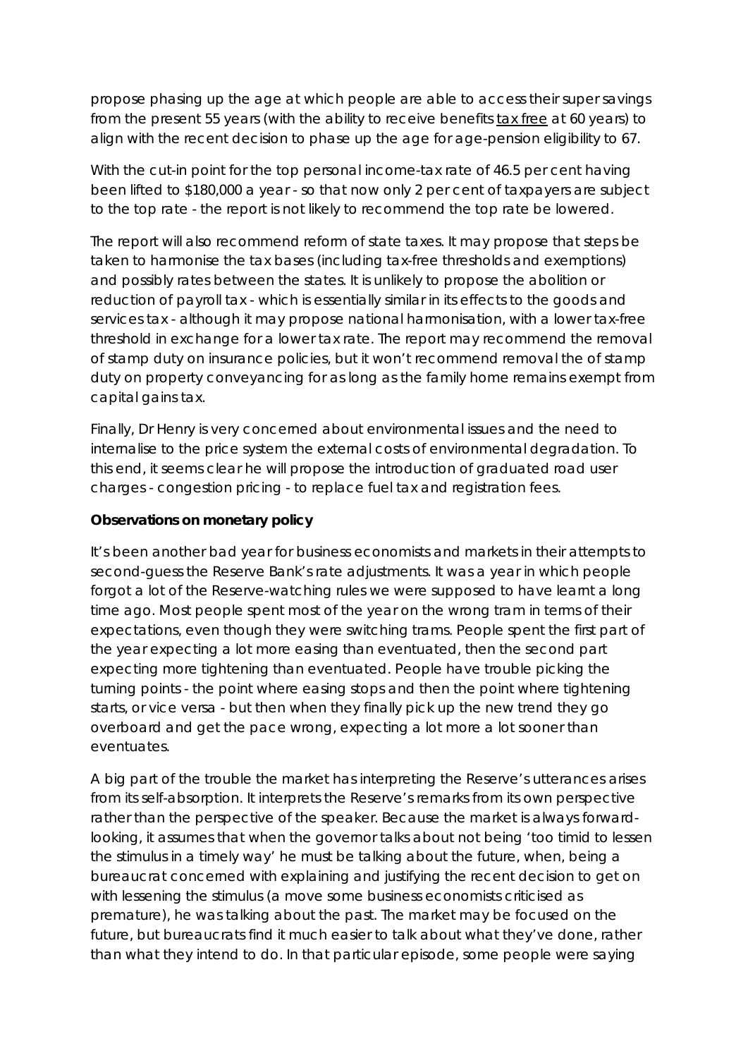propose phasing up the age at which people are able to access their super savings from the present 55 years (with the ability to receive benefits tax free at 60 years) to align with the recent decision to phase up the age for age-pension eligibility to 67.

With the cut-in point for the top personal income-tax rate of 46.5 per cent having been lifted to $180,000 a year - so that now only 2 per cent of taxpayers are subject to the top rate - the report is not likely to recommend the top rate be lowered.

The report will also recommend reform of state taxes. It may propose that steps be taken to harmonise the tax bases (including tax-free thresholds and exemptions) and possibly rates between the states. It is unlikely to propose the abolition or reduction of payroll tax - which is essentially similar in its effects to the goods and services tax - although it may propose national harmonisation, with a lower tax-free threshold in exchange for a lower tax rate. The report may recommend the removal of stamp duty on insurance policies, but it won't recommend removal the of stamp duty on property conveyancing for as long as the family home remains exempt from capital gains tax.

Finally, Dr Henry is very concerned about environmental issues and the need to internalise to the price system the external costs of environmental degradation. To this end, it seems clear he will propose the introduction of graduated road user charges - congestion pricing - to replace fuel tax and registration fees.

**Observations on monetary policy**

It's been another bad year for business economists and markets in their attempts to second-guess the Reserve Bank's rate adjustments. It was a year in which people forgot a lot of the Reserve-watching rules we were supposed to have learnt a long time ago. Most people spent most of the year on the wrong tram in terms of their expectations, even though they were switching trams. People spent the first part of the year expecting a lot more easing than eventuated, then the second part expecting more tightening than eventuated. People have trouble picking the turning points - the point where easing stops and then the point where tightening starts, or vice versa - but then when they finally pick up the new trend they go overboard and get the pace wrong, expecting a lot more a lot sooner than eventuates.

A big part of the trouble the market has interpreting the Reserve's utterances arises from its self-absorption. It interprets the Reserve's remarks from its own perspective rather than the perspective of the speaker. Because the market is always forward-looking, it assumes that when the governor talks about not being 'too timid to lessen the stimulus in a timely way' he must be talking about the future, when, being a bureaucrat concerned with explaining and justifying the recent decision to get on with lessening the stimulus (a move some business economists criticised as premature), he was talking about the past. The market may be focused on the future, but bureaucrats find it much easier to talk about what they've done, rather than what they intend to do. In that particular episode, some people were saying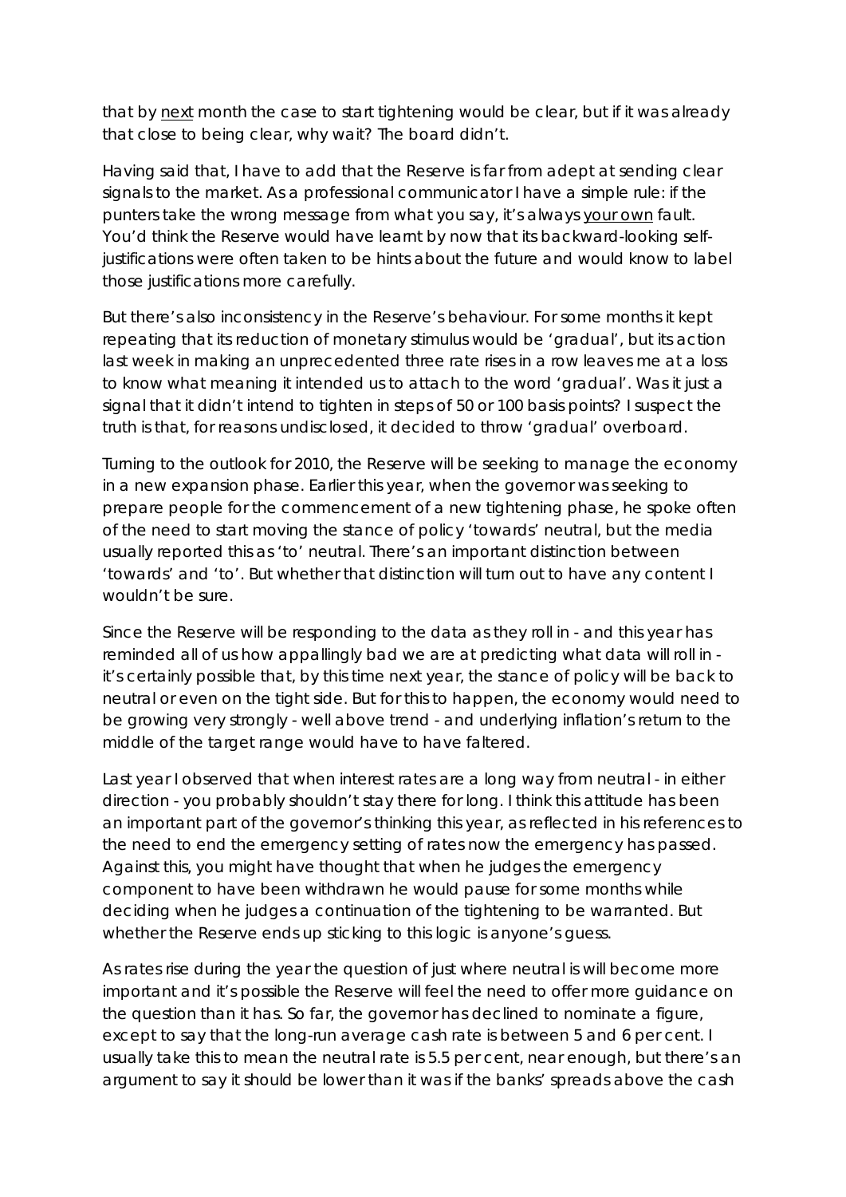that by <u>next</u> month the case to start tightening would be clear, but if it was already that close to being clear, why wait? The board didn't.

Having said that, I have to add that the Reserve is far from adept at sending clear signals to the market. As a professional communicator I have a simple rule: if the punters take the wrong message from what you say, it's always <u>your own</u> fault. You'd think the Reserve would have learnt by now that its backward-looking self-justifications were often taken to be hints about the future and would know to label those justifications more carefully.

But there's also inconsistency in the Reserve's behaviour. For some months it kept repeating that its reduction of monetary stimulus would be 'gradual', but its action last week in making an unprecedented three rate rises in a row leaves me at a loss to know what meaning it intended us to attach to the word 'gradual'. Was it just a signal that it didn't intend to tighten in steps of 50 or 100 basis points? I suspect the truth is that, for reasons undisclosed, it decided to throw 'gradual' overboard.

Turning to the outlook for 2010, the Reserve will be seeking to manage the economy in a new expansion phase. Earlier this year, when the governor was seeking to prepare people for the commencement of a new tightening phase, he spoke often of the need to start moving the stance of policy 'towards' neutral, but the media usually reported this as 'to' neutral. There's an important distinction between 'towards' and 'to'. But whether that distinction will turn out to have any content I wouldn't be sure.

Since the Reserve will be responding to the data as they roll in - and this year has reminded all of us how appallingly bad we are at predicting what data will roll in - it's certainly possible that, by this time next year, the stance of policy will be back to neutral or even on the tight side. But for this to happen, the economy would need to be growing very strongly - well above trend - and underlying inflation's return to the middle of the target range would have to have faltered.

Last year I observed that when interest rates are a long way from neutral - in either direction - you probably shouldn't stay there for long. I think this attitude has been an important part of the governor's thinking this year, as reflected in his references to the need to end the emergency setting of rates now the emergency has passed. Against this, you might have thought that when he judges the emergency component to have been withdrawn he would pause for some months while deciding when he judges a continuation of the tightening to be warranted. But whether the Reserve ends up sticking to this logic is anyone's guess.

As rates rise during the year the question of just where neutral is will become more important and it's possible the Reserve will feel the need to offer more guidance on the question than it has. So far, the governor has declined to nominate a figure, except to say that the long-run average cash rate is between 5 and 6 per cent. I usually take this to mean the neutral rate is 5.5 per cent, near enough, but there's an argument to say it should be lower than it was if the banks' spreads above the cash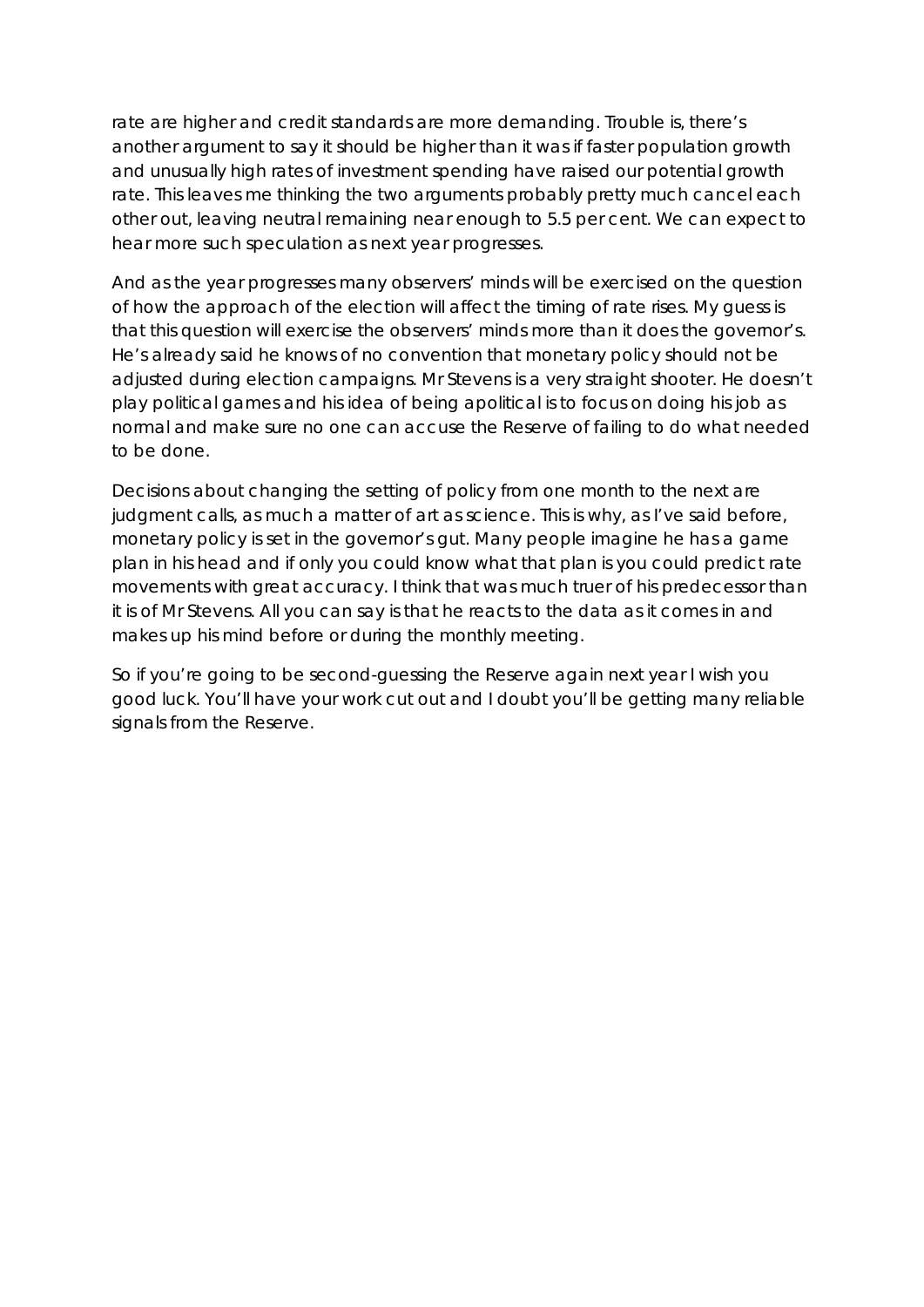rate are higher and credit standards are more demanding. Trouble is, there's another argument to say it should be higher than it was if faster population growth and unusually high rates of investment spending have raised our potential growth rate. This leaves me thinking the two arguments probably pretty much cancel each other out, leaving neutral remaining near enough to 5.5 per cent. We can expect to hear more such speculation as next year progresses.

And as the year progresses many observers' minds will be exercised on the question of how the approach of the election will affect the timing of rate rises. My guess is that this question will exercise the observers' minds more than it does the governor's. He's already said he knows of no convention that monetary policy should not be adjusted during election campaigns. Mr Stevens is a very straight shooter. He doesn't play political games and his idea of being apolitical is to focus on doing his job as normal and make sure no one can accuse the Reserve of failing to do what needed to be done.

Decisions about changing the setting of policy from one month to the next are judgment calls, as much a matter of art as science. This is why, as I've said before, monetary policy is set in the governor's gut. Many people imagine he has a game plan in his head and if only you could know what that plan is you could predict rate movements with great accuracy. I think that was much truer of his predecessor than it is of Mr Stevens. All you can say is that he reacts to the data as it comes in and makes up his mind before or during the monthly meeting.

So if you're going to be second-guessing the Reserve again next year I wish you good luck. You'll have your work cut out and I doubt you'll be getting many reliable signals from the Reserve.